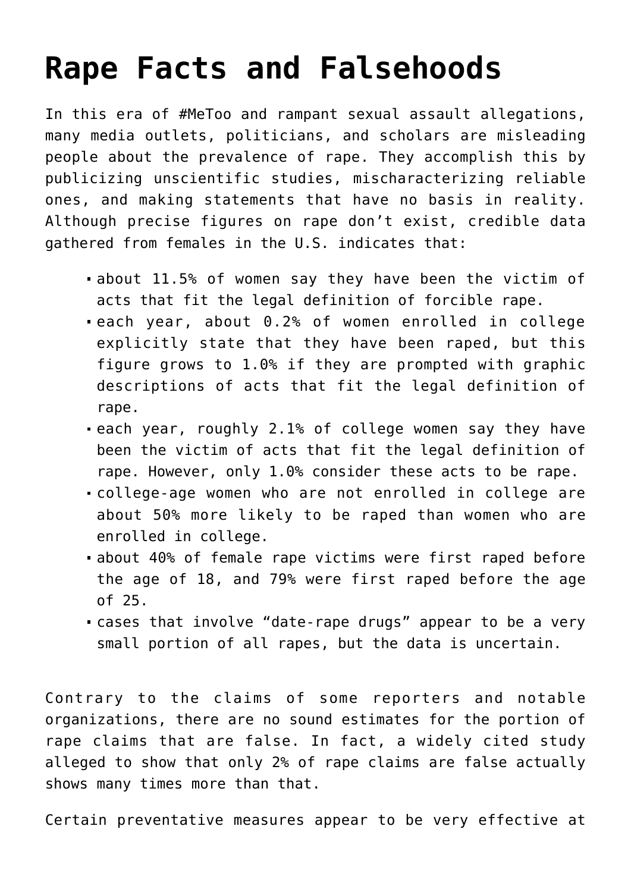# Rape Facts and Falsehoods

In this era of #MeToo and rampant sexual assault allegations, many media outlets, politicians, and scholars are misleading people about the prevalence of rape. They accomplish this by publicizing unscientific studies, mischaracterizing reliable ones, and making statements that have no basis in reality. Although precise figures on rape don't exist, credible data gathered from females in the U.S. indicates that:

- about 11.5% of women say they have been the victim of acts that fit the legal definition of forcible rape.
- each year, about 0.2% of women enrolled in college explicitly state that they have been raped, but this figure grows to 1.0% if they are prompted with graphic descriptions of acts that fit the legal definition of rape.
- each year, roughly 2.1% of college women say they have been the victim of acts that fit the legal definition of rape. However, only 1.0% consider these acts to be rape.
- college-age women who are not enrolled in college are about 50% more likely to be raped than women who are enrolled in college.
- about 40% of female rape victims were first raped before the age of 18, and 79% were first raped before the age of 25.
- cases that involve "date-rape drugs" appear to be a very small portion of all rapes, but the data is uncertain.

Contrary to the claims of some reporters and notable organizations, there are no sound estimates for the portion of rape claims that are false. In fact, a widely cited study alleged to show that only 2% of rape claims are false actually shows many times more than that.

Certain preventative measures appear to be very effective at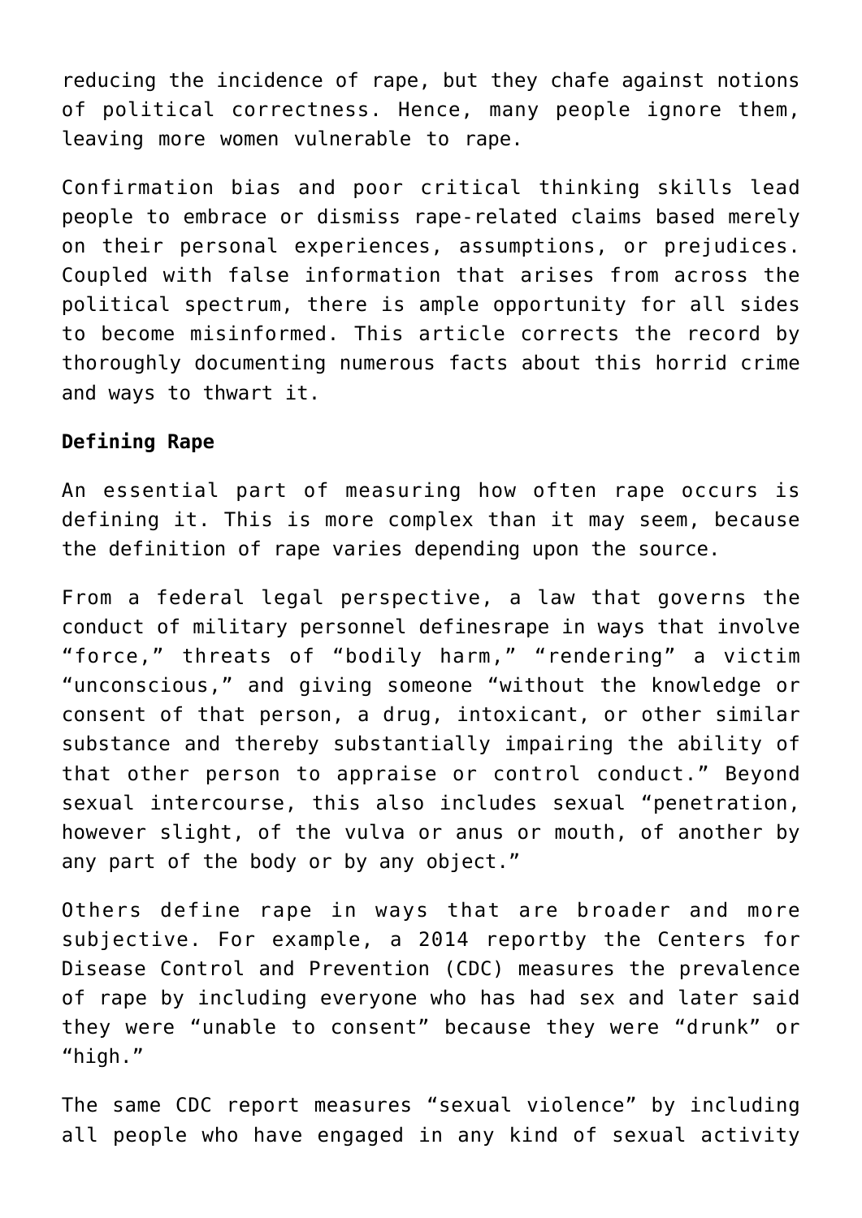reducing the incidence of rape, but they chafe against notions of political correctness. Hence, many people ignore them, leaving more women vulnerable to rape.

Confirmation bias and poor critical thinking skills lead people to embrace or dismiss rape-related claims based merely on their personal experiences, assumptions, or prejudices. Coupled with false information that arises from across the political spectrum, there is ample opportunity for all sides to become misinformed. This article corrects the record by thoroughly documenting numerous facts about this horrid crime and ways to thwart it.

**Defining Rape**

An essential part of measuring how often rape occurs is defining it. This is more complex than it may seem, because the definition of rape varies depending upon the source.

From a federal legal perspective, a law that governs the conduct of military personnel definesrape in ways that involve "force," threats of "bodily harm," "rendering" a victim "unconscious," and giving someone "without the knowledge or consent of that person, a drug, intoxicant, or other similar substance and thereby substantially impairing the ability of that other person to appraise or control conduct." Beyond sexual intercourse, this also includes sexual "penetration, however slight, of the vulva or anus or mouth, of another by any part of the body or by any object."

Others define rape in ways that are broader and more subjective. For example, a 2014 reportby the Centers for Disease Control and Prevention (CDC) measures the prevalence of rape by including everyone who has had sex and later said they were "unable to consent" because they were "drunk" or "high."

The same CDC report measures "sexual violence" by including all people who have engaged in any kind of sexual activity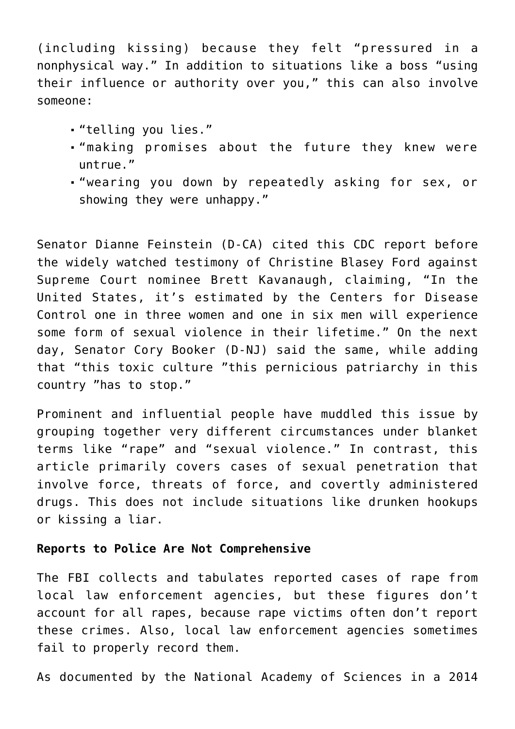(including kissing) because they felt "pressured in a nonphysical way." In addition to situations like a boss "using their influence or authority over you," this can also involve someone:

- "telling you lies."
- "making promises about the future they knew were untrue."
- "wearing you down by repeatedly asking for sex, or showing they were unhappy."

Senator Dianne Feinstein (D-CA) cited this CDC report before the widely watched testimony of Christine Blasey Ford against Supreme Court nominee Brett Kavanaugh, claiming, "In the United States, it's estimated by the Centers for Disease Control one in three women and one in six men will experience some form of sexual violence in their lifetime." On the next day, Senator Cory Booker (D-NJ) said the same, while adding that "this toxic culture "this pernicious patriarchy in this country "has to stop."

Prominent and influential people have muddled this issue by grouping together very different circumstances under blanket terms like "rape" and "sexual violence." In contrast, this article primarily covers cases of sexual penetration that involve force, threats of force, and covertly administered drugs. This does not include situations like drunken hookups or kissing a liar.

**Reports to Police Are Not Comprehensive**

The FBI collects and tabulates reported cases of rape from local law enforcement agencies, but these figures don't account for all rapes, because rape victims often don't report these crimes. Also, local law enforcement agencies sometimes fail to properly record them.

As documented by the National Academy of Sciences in a 2014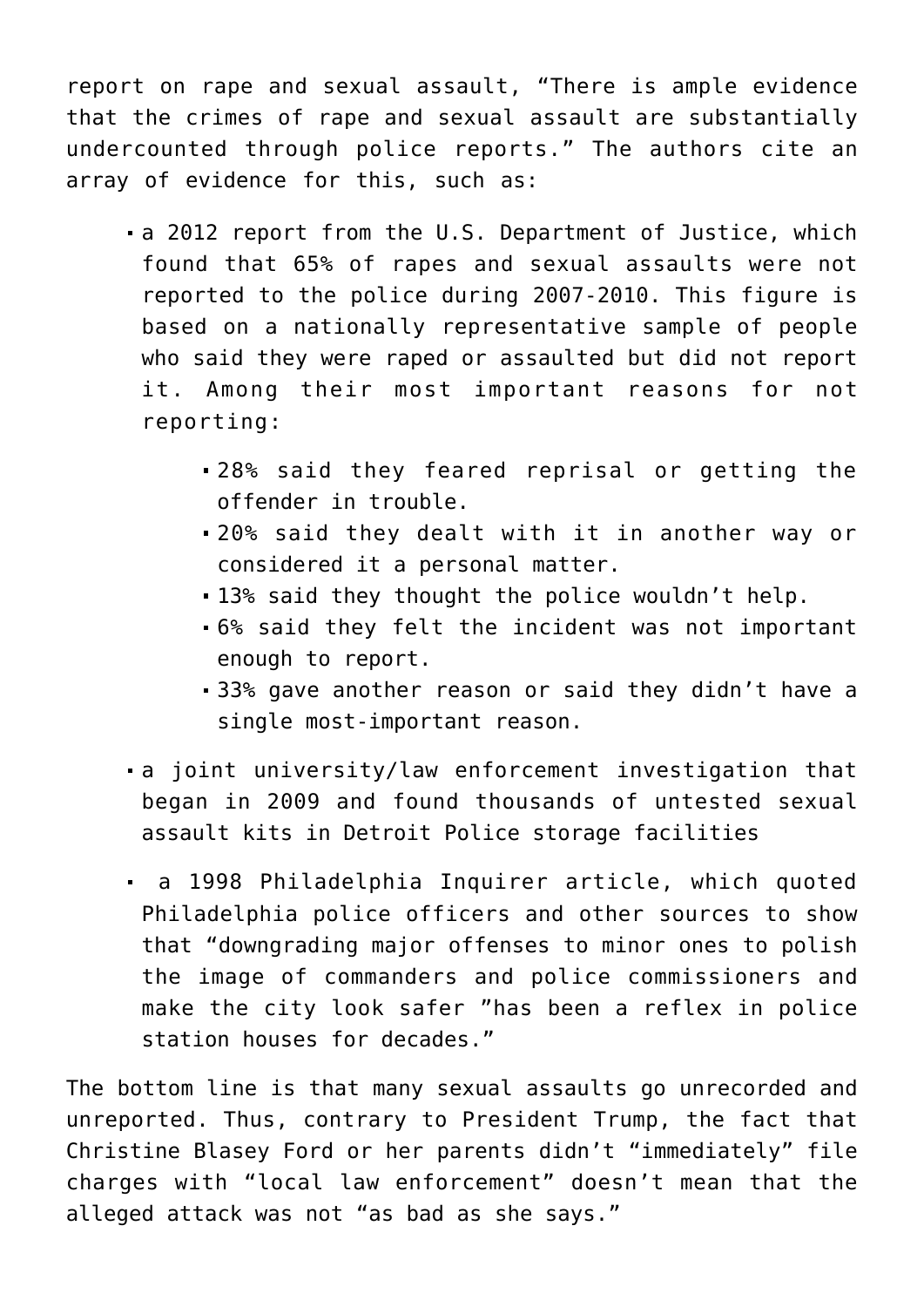report on rape and sexual assault, “There is ample evidence that the crimes of rape and sexual assault are substantially undercounted through police reports.” The authors cite an array of evidence for this, such as:

- a 2012 report from the U.S. Department of Justice, which found that 65% of rapes and sexual assaults were not reported to the police during 2007-2010. This figure is based on a nationally representative sample of people who said they were raped or assaulted but did not report it. Among their most important reasons for not reporting:
  - 28% said they feared reprisal or getting the offender in trouble.
  - 20% said they dealt with it in another way or considered it a personal matter.
  - 13% said they thought the police wouldn’t help.
  - 6% said they felt the incident was not important enough to report.
  - 33% gave another reason or said they didn’t have a single most-important reason.
- a joint university/law enforcement investigation that began in 2009 and found thousands of untested sexual assault kits in Detroit Police storage facilities
- a 1998 Philadelphia Inquirer article, which quoted Philadelphia police officers and other sources to show that “downgrading major offenses to minor ones to polish the image of commanders and police commissioners and make the city look safer ”has been a reflex in police station houses for decades.”

The bottom line is that many sexual assaults go unrecorded and unreported. Thus, contrary to President Trump, the fact that Christine Blasey Ford or her parents didn’t “immediately” file charges with “local law enforcement” doesn’t mean that the alleged attack was not “as bad as she says.”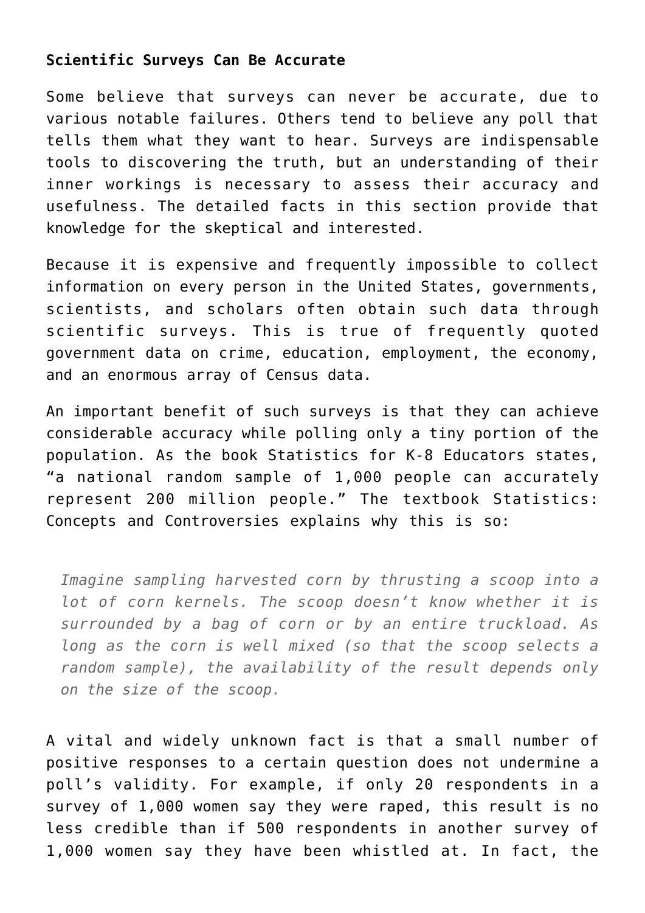**Scientific Surveys Can Be Accurate**

Some believe that surveys can never be accurate, due to various notable failures. Others tend to believe any poll that tells them what they want to hear. Surveys are indispensable tools to discovering the truth, but an understanding of their inner workings is necessary to assess their accuracy and usefulness. The detailed facts in this section provide that knowledge for the skeptical and interested.

Because it is expensive and frequently impossible to collect information on every person in the United States, governments, scientists, and scholars often obtain such data through scientific surveys. This is true of frequently quoted government data on crime, education, employment, the economy, and an enormous array of Census data.

An important benefit of such surveys is that they can achieve considerable accuracy while polling only a tiny portion of the population. As the book Statistics for K-8 Educators states, “a national random sample of 1,000 people can accurately represent 200 million people.” The textbook Statistics: Concepts and Controversies explains why this is so:

> *Imagine sampling harvested corn by thrusting a scoop into a lot of corn kernels. The scoop doesn’t know whether it is surrounded by a bag of corn or by an entire truckload. As long as the corn is well mixed (so that the scoop selects a random sample), the availability of the result depends only on the size of the scoop.*

A vital and widely unknown fact is that a small number of positive responses to a certain question does not undermine a poll’s validity. For example, if only 20 respondents in a survey of 1,000 women say they were raped, this result is no less credible than if 500 respondents in another survey of 1,000 women say they have been whistled at. In fact, the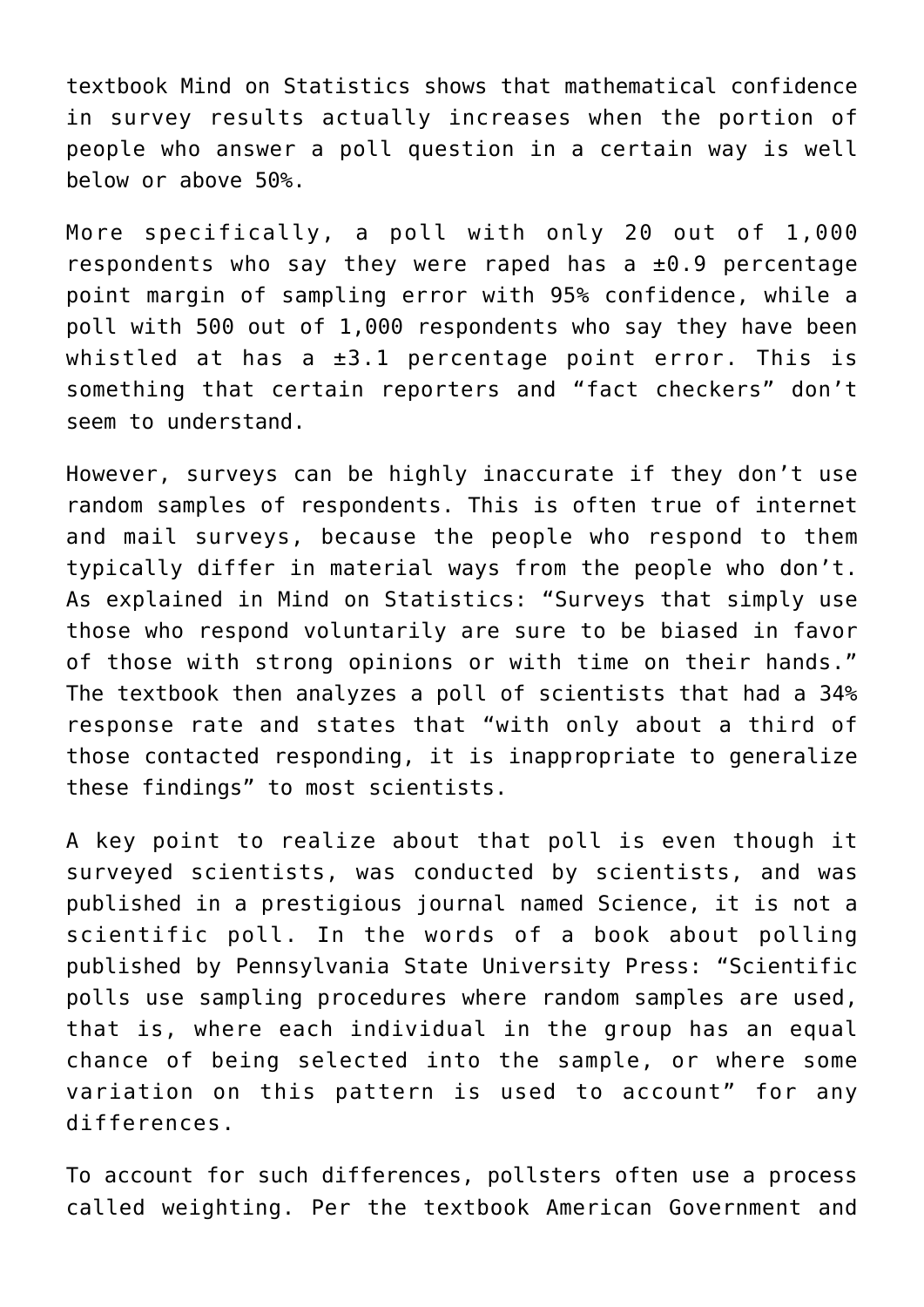textbook Mind on Statistics shows that mathematical confidence in survey results actually increases when the portion of people who answer a poll question in a certain way is well below or above 50%.

More specifically, a poll with only 20 out of 1,000 respondents who say they were raped has a ±0.9 percentage point margin of sampling error with 95% confidence, while a poll with 500 out of 1,000 respondents who say they have been whistled at has a ±3.1 percentage point error. This is something that certain reporters and "fact checkers" don't seem to understand.

However, surveys can be highly inaccurate if they don't use random samples of respondents. This is often true of internet and mail surveys, because the people who respond to them typically differ in material ways from the people who don't. As explained in Mind on Statistics: "Surveys that simply use those who respond voluntarily are sure to be biased in favor of those with strong opinions or with time on their hands." The textbook then analyzes a poll of scientists that had a 34% response rate and states that "with only about a third of those contacted responding, it is inappropriate to generalize these findings" to most scientists.

A key point to realize about that poll is even though it surveyed scientists, was conducted by scientists, and was published in a prestigious journal named Science, it is not a scientific poll. In the words of a book about polling published by Pennsylvania State University Press: "Scientific polls use sampling procedures where random samples are used, that is, where each individual in the group has an equal chance of being selected into the sample, or where some variation on this pattern is used to account" for any differences.

To account for such differences, pollsters often use a process called weighting. Per the textbook American Government and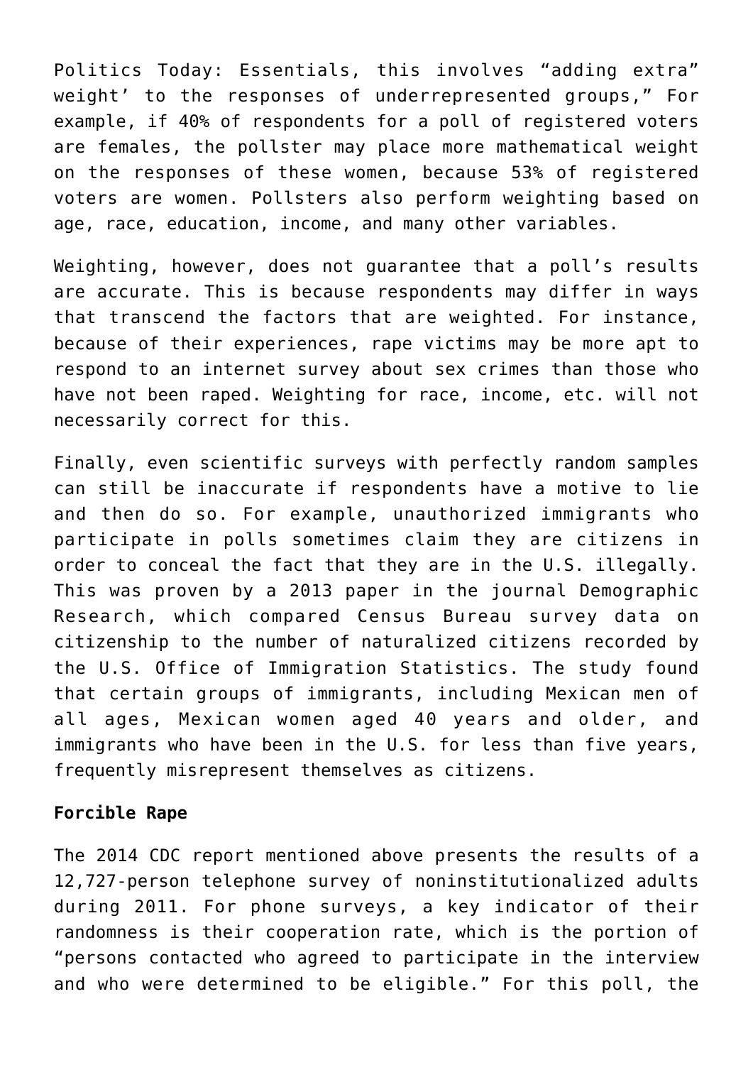Politics Today: Essentials, this involves "adding extra" weight' to the responses of underrepresented groups," For example, if 40% of respondents for a poll of registered voters are females, the pollster may place more mathematical weight on the responses of these women, because 53% of registered voters are women. Pollsters also perform weighting based on age, race, education, income, and many other variables.

Weighting, however, does not guarantee that a poll's results are accurate. This is because respondents may differ in ways that transcend the factors that are weighted. For instance, because of their experiences, rape victims may be more apt to respond to an internet survey about sex crimes than those who have not been raped. Weighting for race, income, etc. will not necessarily correct for this.

Finally, even scientific surveys with perfectly random samples can still be inaccurate if respondents have a motive to lie and then do so. For example, unauthorized immigrants who participate in polls sometimes claim they are citizens in order to conceal the fact that they are in the U.S. illegally. This was proven by a 2013 paper in the journal Demographic Research, which compared Census Bureau survey data on citizenship to the number of naturalized citizens recorded by the U.S. Office of Immigration Statistics. The study found that certain groups of immigrants, including Mexican men of all ages, Mexican women aged 40 years and older, and immigrants who have been in the U.S. for less than five years, frequently misrepresent themselves as citizens.

**Forcible Rape**

The 2014 CDC report mentioned above presents the results of a 12,727-person telephone survey of noninstitutionalized adults during 2011. For phone surveys, a key indicator of their randomness is their cooperation rate, which is the portion of "persons contacted who agreed to participate in the interview and who were determined to be eligible." For this poll, the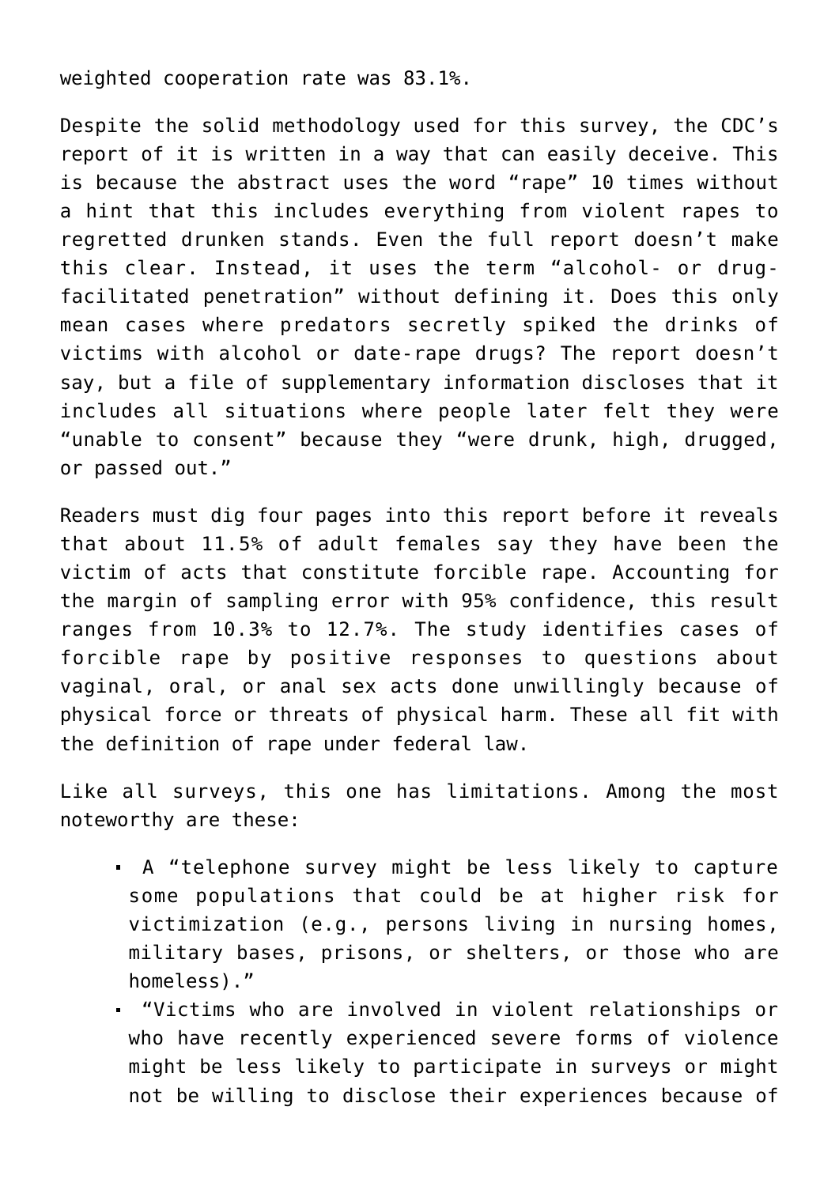weighted cooperation rate was 83.1%.

Despite the solid methodology used for this survey, the CDC's report of it is written in a way that can easily deceive. This is because the abstract uses the word "rape" 10 times without a hint that this includes everything from violent rapes to regretted drunken stands. Even the full report doesn't make this clear. Instead, it uses the term "alcohol- or drug-facilitated penetration" without defining it. Does this only mean cases where predators secretly spiked the drinks of victims with alcohol or date-rape drugs? The report doesn't say, but a file of supplementary information discloses that it includes all situations where people later felt they were "unable to consent" because they "were drunk, high, drugged, or passed out."

Readers must dig four pages into this report before it reveals that about 11.5% of adult females say they have been the victim of acts that constitute forcible rape. Accounting for the margin of sampling error with 95% confidence, this result ranges from 10.3% to 12.7%. The study identifies cases of forcible rape by positive responses to questions about vaginal, oral, or anal sex acts done unwillingly because of physical force or threats of physical harm. These all fit with the definition of rape under federal law.

Like all surveys, this one has limitations. Among the most noteworthy are these:

- A "telephone survey might be less likely to capture some populations that could be at higher risk for victimization (e.g., persons living in nursing homes, military bases, prisons, or shelters, or those who are homeless)."
- "Victims who are involved in violent relationships or who have recently experienced severe forms of violence might be less likely to participate in surveys or might not be willing to disclose their experiences because of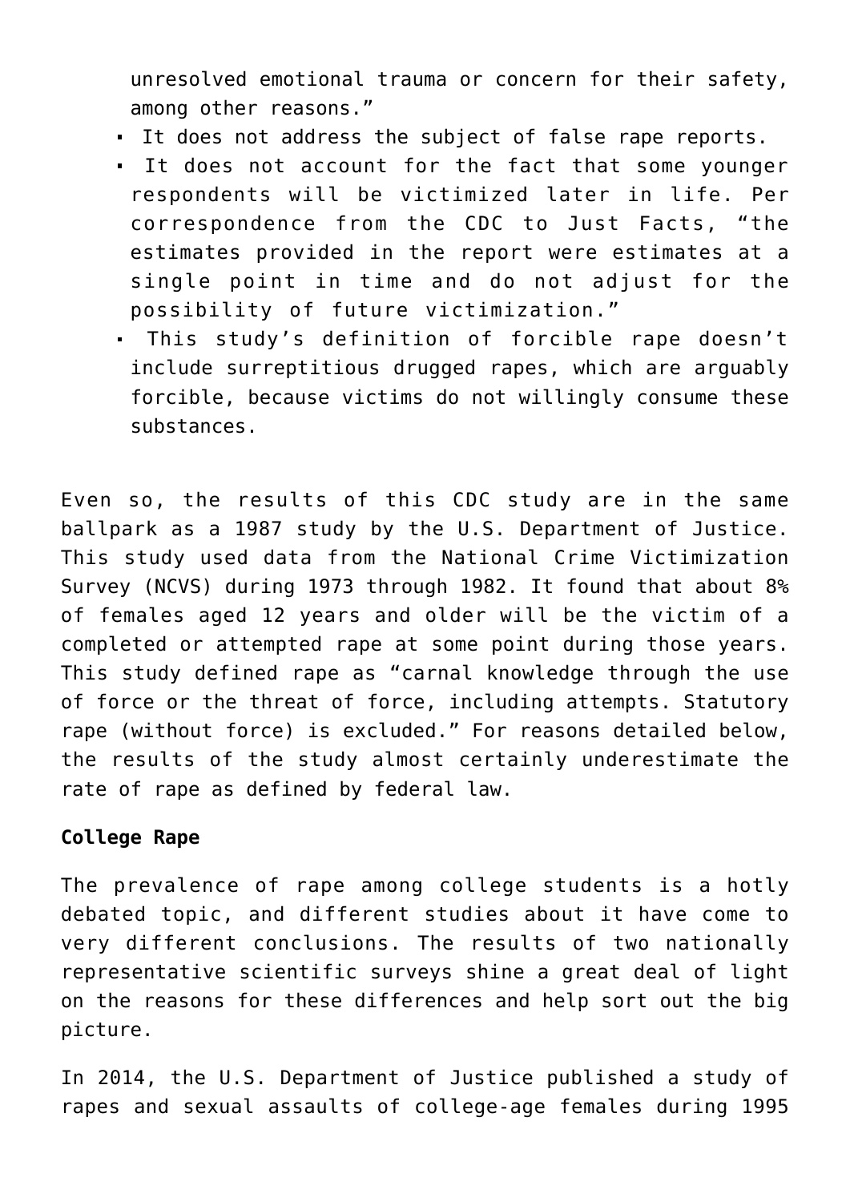unresolved emotional trauma or concern for their safety, among other reasons."

- It does not address the subject of false rape reports.
- It does not account for the fact that some younger respondents will be victimized later in life. Per correspondence from the CDC to Just Facts, "the estimates provided in the report were estimates at a single point in time and do not adjust for the possibility of future victimization."
- This study's definition of forcible rape doesn't include surreptitious drugged rapes, which are arguably forcible, because victims do not willingly consume these substances.

Even so, the results of this CDC study are in the same ballpark as a 1987 study by the U.S. Department of Justice. This study used data from the National Crime Victimization Survey (NCVS) during 1973 through 1982. It found that about 8% of females aged 12 years and older will be the victim of a completed or attempted rape at some point during those years. This study defined rape as "carnal knowledge through the use of force or the threat of force, including attempts. Statutory rape (without force) is excluded." For reasons detailed below, the results of the study almost certainly underestimate the rate of rape as defined by federal law.

**College Rape**

The prevalence of rape among college students is a hotly debated topic, and different studies about it have come to very different conclusions. The results of two nationally representative scientific surveys shine a great deal of light on the reasons for these differences and help sort out the big picture.

In 2014, the U.S. Department of Justice published a study of rapes and sexual assaults of college-age females during 1995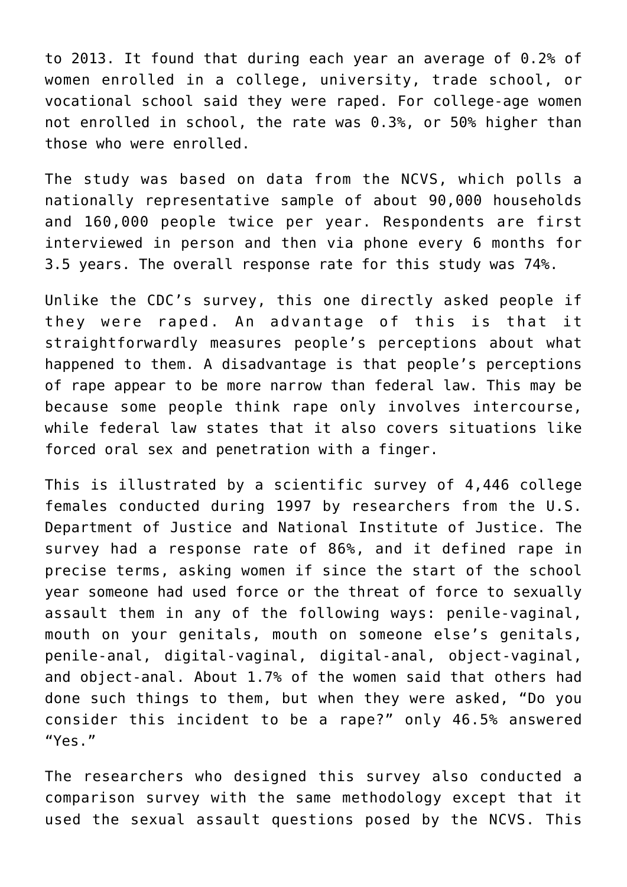to 2013. It found that during each year an average of 0.2% of women enrolled in a college, university, trade school, or vocational school said they were raped. For college-age women not enrolled in school, the rate was 0.3%, or 50% higher than those who were enrolled.

The study was based on data from the NCVS, which polls a nationally representative sample of about 90,000 households and 160,000 people twice per year. Respondents are first interviewed in person and then via phone every 6 months for 3.5 years. The overall response rate for this study was 74%.

Unlike the CDC's survey, this one directly asked people if they were raped. An advantage of this is that it straightforwardly measures people's perceptions about what happened to them. A disadvantage is that people's perceptions of rape appear to be more narrow than federal law. This may be because some people think rape only involves intercourse, while federal law states that it also covers situations like forced oral sex and penetration with a finger.

This is illustrated by a scientific survey of 4,446 college females conducted during 1997 by researchers from the U.S. Department of Justice and National Institute of Justice. The survey had a response rate of 86%, and it defined rape in precise terms, asking women if since the start of the school year someone had used force or the threat of force to sexually assault them in any of the following ways: penile-vaginal, mouth on your genitals, mouth on someone else's genitals, penile-anal, digital-vaginal, digital-anal, object-vaginal, and object-anal. About 1.7% of the women said that others had done such things to them, but when they were asked, "Do you consider this incident to be a rape?" only 46.5% answered "Yes."

The researchers who designed this survey also conducted a comparison survey with the same methodology except that it used the sexual assault questions posed by the NCVS. This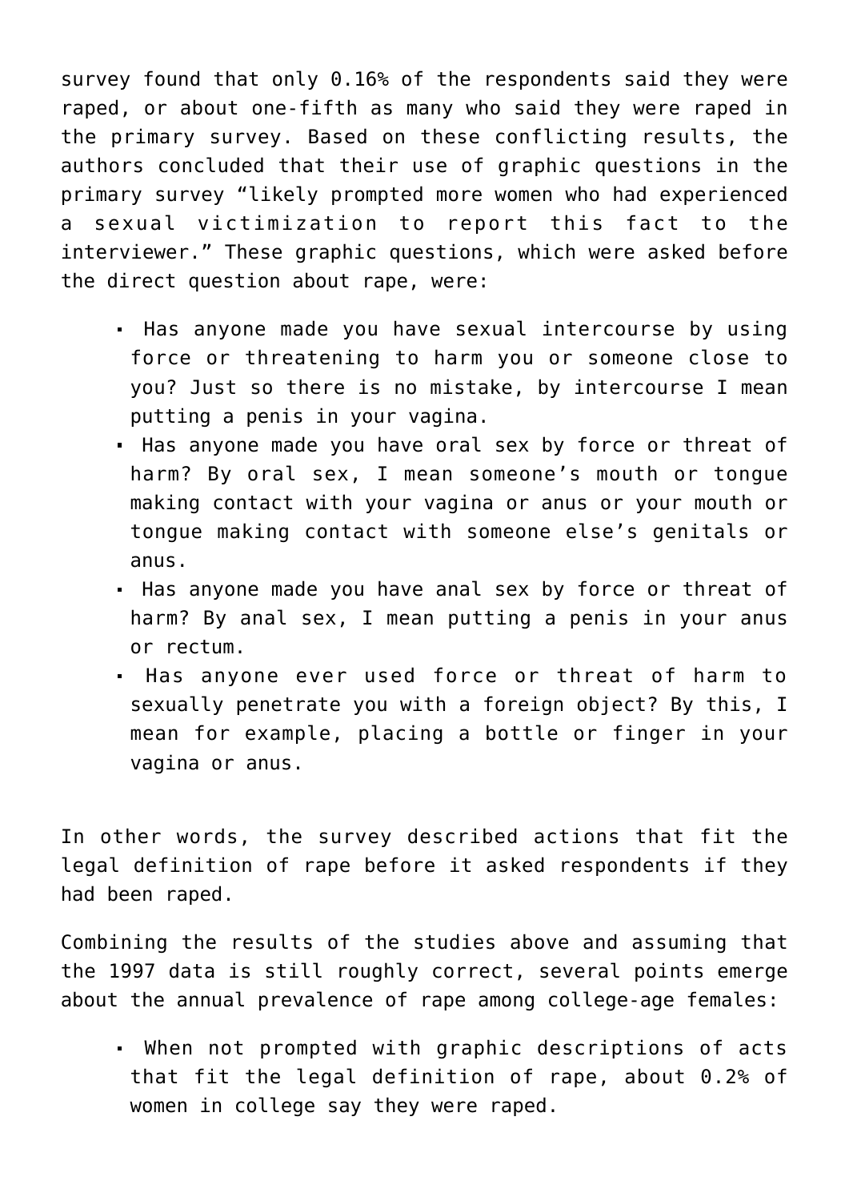survey found that only 0.16% of the respondents said they were raped, or about one-fifth as many who said they were raped in the primary survey. Based on these conflicting results, the authors concluded that their use of graphic questions in the primary survey "likely prompted more women who had experienced a sexual victimization to report this fact to the interviewer." These graphic questions, which were asked before the direct question about rape, were:

- Has anyone made you have sexual intercourse by using force or threatening to harm you or someone close to you? Just so there is no mistake, by intercourse I mean putting a penis in your vagina.
- Has anyone made you have oral sex by force or threat of harm? By oral sex, I mean someone's mouth or tongue making contact with your vagina or anus or your mouth or tongue making contact with someone else's genitals or anus.
- Has anyone made you have anal sex by force or threat of harm? By anal sex, I mean putting a penis in your anus or rectum.
- Has anyone ever used force or threat of harm to sexually penetrate you with a foreign object? By this, I mean for example, placing a bottle or finger in your vagina or anus.

In other words, the survey described actions that fit the legal definition of rape before it asked respondents if they had been raped.

Combining the results of the studies above and assuming that the 1997 data is still roughly correct, several points emerge about the annual prevalence of rape among college-age females:

- When not prompted with graphic descriptions of acts that fit the legal definition of rape, about 0.2% of women in college say they were raped.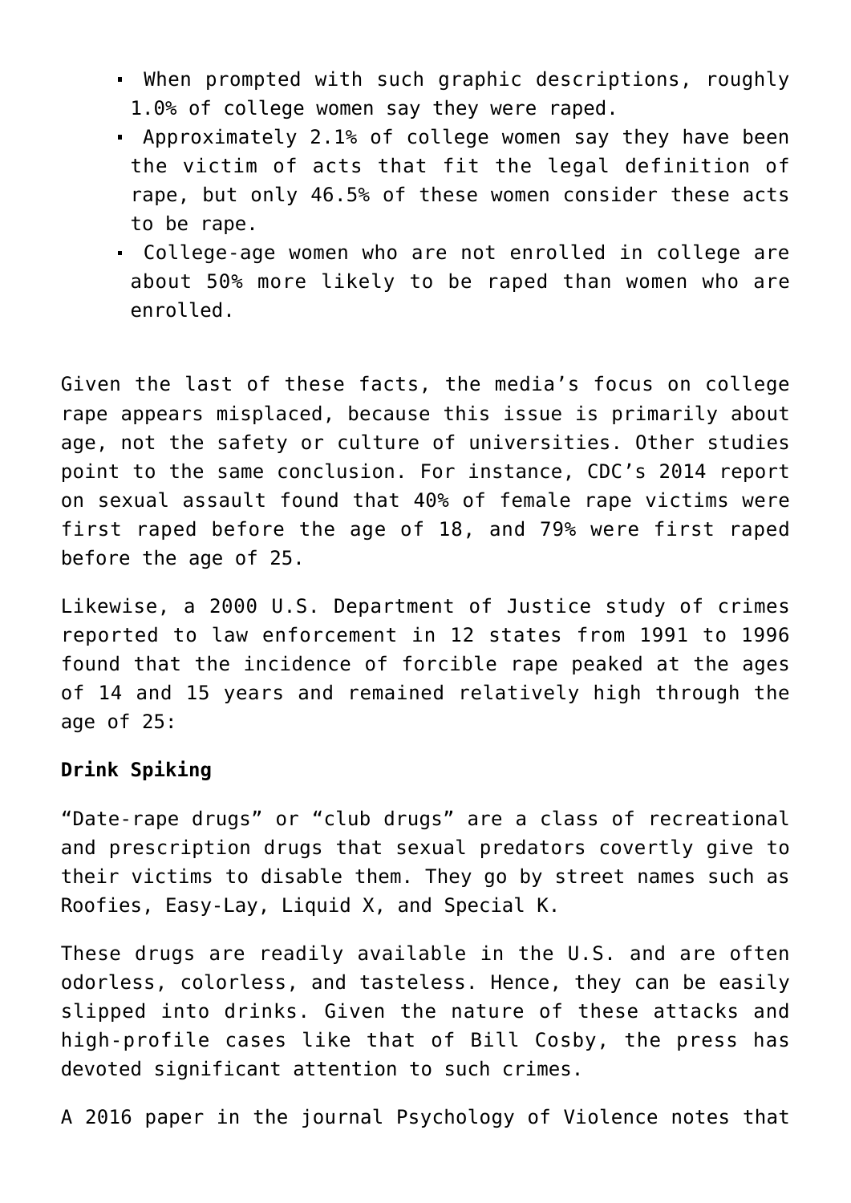- When prompted with such graphic descriptions, roughly 1.0% of college women say they were raped.
- Approximately 2.1% of college women say they have been the victim of acts that fit the legal definition of rape, but only 46.5% of these women consider these acts to be rape.
- College-age women who are not enrolled in college are about 50% more likely to be raped than women who are enrolled.

Given the last of these facts, the media's focus on college rape appears misplaced, because this issue is primarily about age, not the safety or culture of universities. Other studies point to the same conclusion. For instance, CDC's 2014 report on sexual assault found that 40% of female rape victims were first raped before the age of 18, and 79% were first raped before the age of 25.

Likewise, a 2000 U.S. Department of Justice study of crimes reported to law enforcement in 12 states from 1991 to 1996 found that the incidence of forcible rape peaked at the ages of 14 and 15 years and remained relatively high through the age of 25:

**Drink Spiking**

"Date-rape drugs" or "club drugs" are a class of recreational and prescription drugs that sexual predators covertly give to their victims to disable them. They go by street names such as Roofies, Easy-Lay, Liquid X, and Special K.

These drugs are readily available in the U.S. and are often odorless, colorless, and tasteless. Hence, they can be easily slipped into drinks. Given the nature of these attacks and high-profile cases like that of Bill Cosby, the press has devoted significant attention to such crimes.

A 2016 paper in the journal Psychology of Violence notes that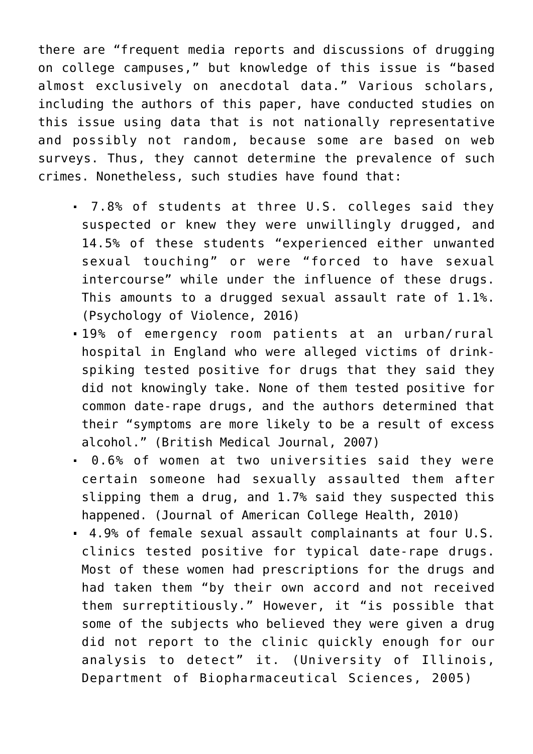there are “frequent media reports and discussions of drugging on college campuses,” but knowledge of this issue is “based almost exclusively on anecdotal data.” Various scholars, including the authors of this paper, have conducted studies on this issue using data that is not nationally representative and possibly not random, because some are based on web surveys. Thus, they cannot determine the prevalence of such crimes. Nonetheless, such studies have found that:

- 7.8% of students at three U.S. colleges said they suspected or knew they were unwillingly drugged, and 14.5% of these students “experienced either unwanted sexual touching” or were “forced to have sexual intercourse” while under the influence of these drugs. This amounts to a drugged sexual assault rate of 1.1%. (Psychology of Violence, 2016)
- 19% of emergency room patients at an urban/rural hospital in England who were alleged victims of drink-spiking tested positive for drugs that they said they did not knowingly take. None of them tested positive for common date-rape drugs, and the authors determined that their “symptoms are more likely to be a result of excess alcohol.” (British Medical Journal, 2007)
- 0.6% of women at two universities said they were certain someone had sexually assaulted them after slipping them a drug, and 1.7% said they suspected this happened. (Journal of American College Health, 2010)
- 4.9% of female sexual assault complainants at four U.S. clinics tested positive for typical date-rape drugs. Most of these women had prescriptions for the drugs and had taken them “by their own accord and not received them surreptitiously.” However, it “is possible that some of the subjects who believed they were given a drug did not report to the clinic quickly enough for our analysis to detect” it. (University of Illinois, Department of Biopharmaceutical Sciences, 2005)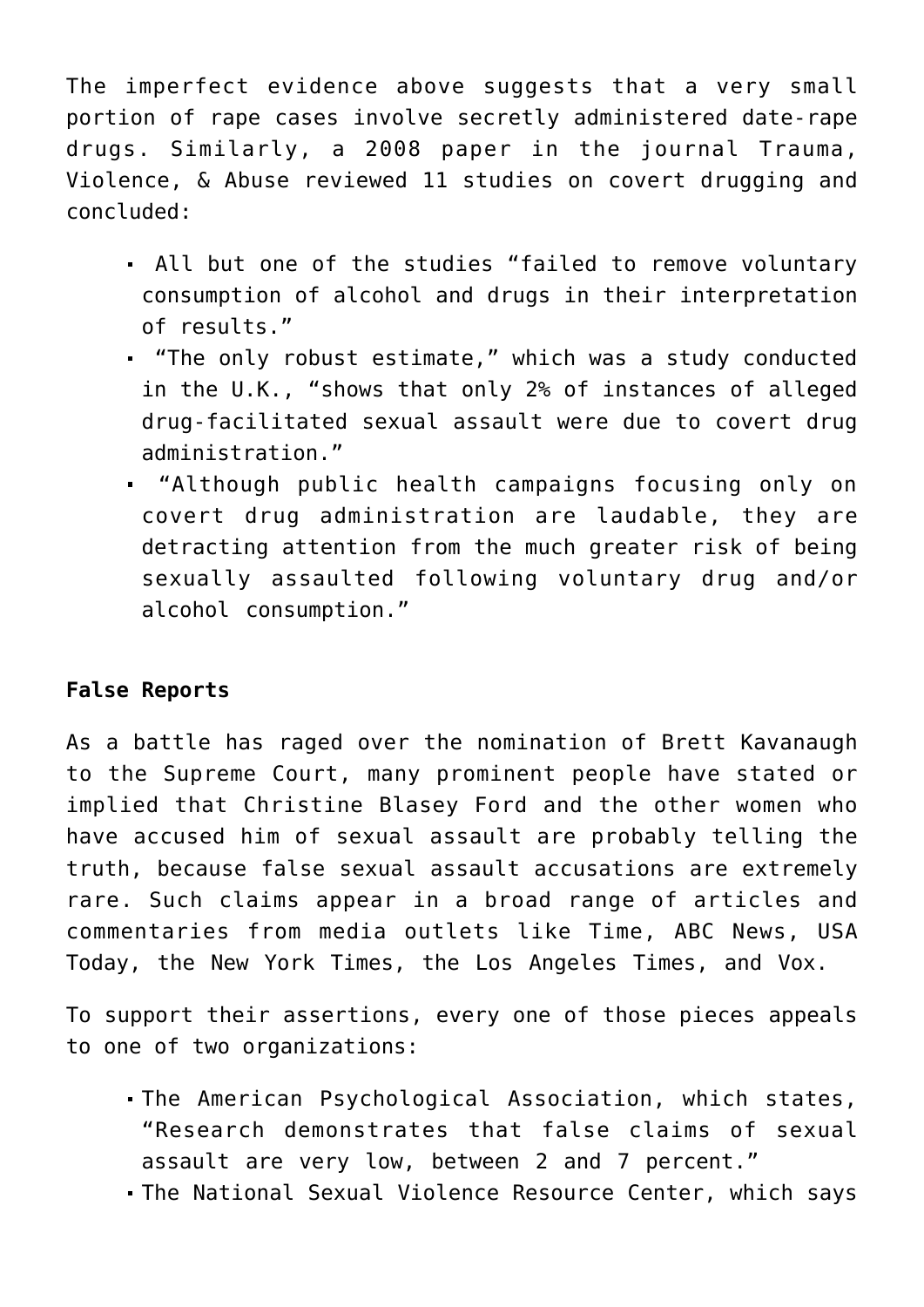The imperfect evidence above suggests that a very small portion of rape cases involve secretly administered date-rape drugs. Similarly, a 2008 paper in the journal Trauma, Violence, & Abuse reviewed 11 studies on covert drugging and concluded:

- All but one of the studies "failed to remove voluntary consumption of alcohol and drugs in their interpretation of results."
- "The only robust estimate," which was a study conducted in the U.K., "shows that only 2% of instances of alleged drug-facilitated sexual assault were due to covert drug administration."
- "Although public health campaigns focusing only on covert drug administration are laudable, they are detracting attention from the much greater risk of being sexually assaulted following voluntary drug and/or alcohol consumption."

**False Reports**

As a battle has raged over the nomination of Brett Kavanaugh to the Supreme Court, many prominent people have stated or implied that Christine Blasey Ford and the other women who have accused him of sexual assault are probably telling the truth, because false sexual assault accusations are extremely rare. Such claims appear in a broad range of articles and commentaries from media outlets like Time, ABC News, USA Today, the New York Times, the Los Angeles Times, and Vox.

To support their assertions, every one of those pieces appeals to one of two organizations:

- The American Psychological Association, which states, "Research demonstrates that false claims of sexual assault are very low, between 2 and 7 percent."
- The National Sexual Violence Resource Center, which says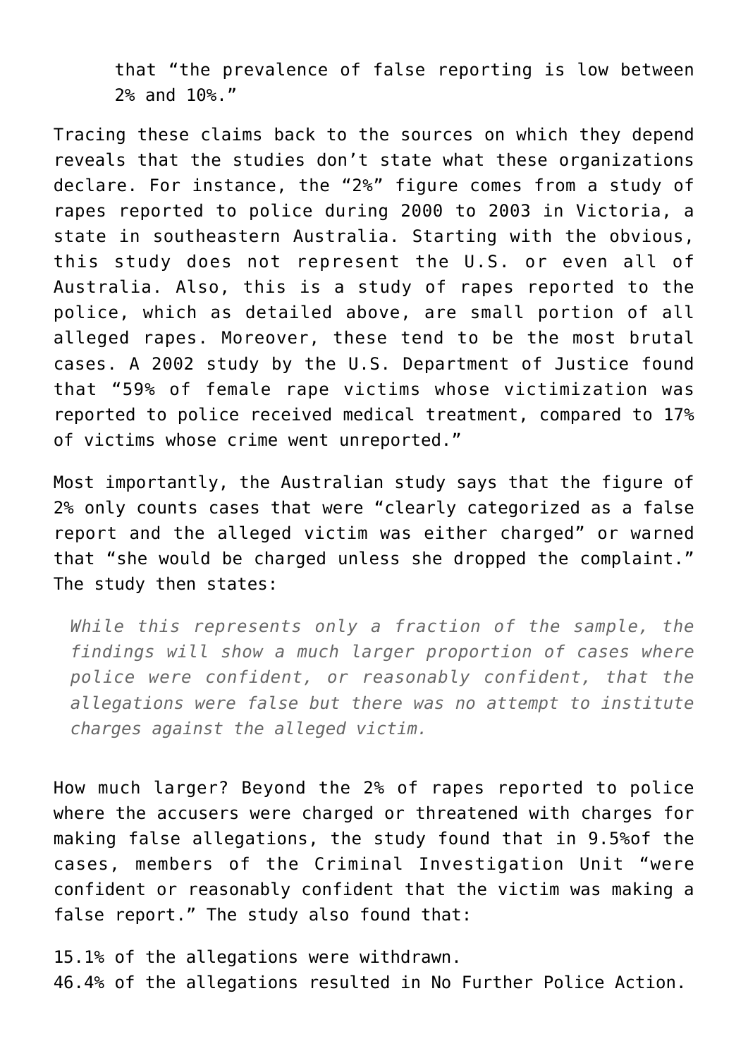> that "the prevalence of false reporting is low between 2% and 10%."

Tracing these claims back to the sources on which they depend reveals that the studies don't state what these organizations declare. For instance, the "2%" figure comes from a study of rapes reported to police during 2000 to 2003 in Victoria, a state in southeastern Australia. Starting with the obvious, this study does not represent the U.S. or even all of Australia. Also, this is a study of rapes reported to the police, which as detailed above, are small portion of all alleged rapes. Moreover, these tend to be the most brutal cases. A 2002 study by the U.S. Department of Justice found that "59% of female rape victims whose victimization was reported to police received medical treatment, compared to 17% of victims whose crime went unreported."

Most importantly, the Australian study says that the figure of 2% only counts cases that were "clearly categorized as a false report and the alleged victim was either charged" or warned that "she would be charged unless she dropped the complaint." The study then states:

> *While this represents only a fraction of the sample, the findings will show a much larger proportion of cases where police were confident, or reasonably confident, that the allegations were false but there was no attempt to institute charges against the alleged victim.*

How much larger? Beyond the 2% of rapes reported to police where the accusers were charged or threatened with charges for making false allegations, the study found that in 9.5%of the cases, members of the Criminal Investigation Unit "were confident or reasonably confident that the victim was making a false report." The study also found that:

15.1% of the allegations were withdrawn.
46.4% of the allegations resulted in No Further Police Action.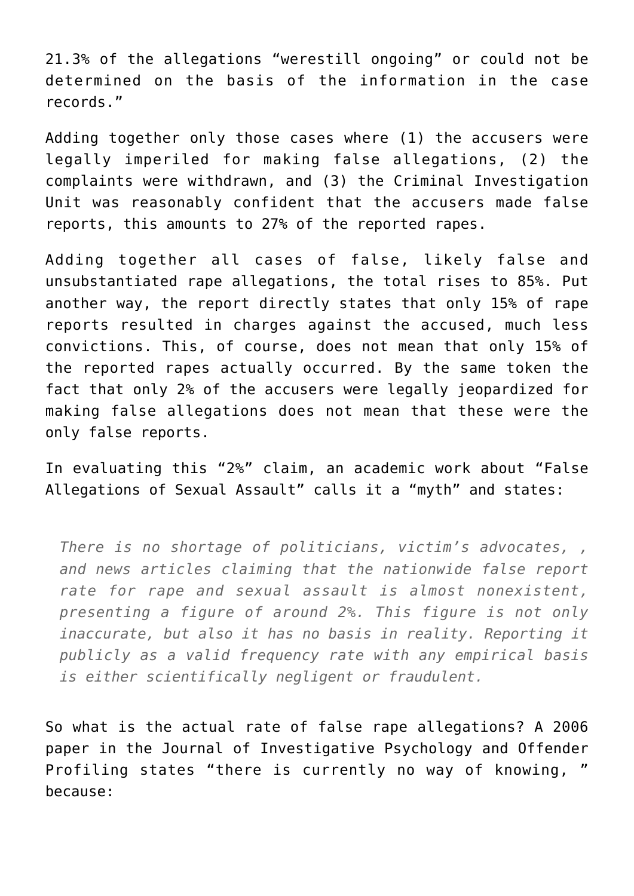21.3% of the allegations "werestill ongoing" or could not be determined on the basis of the information in the case records."

Adding together only those cases where (1) the accusers were legally imperiled for making false allegations, (2) the complaints were withdrawn, and (3) the Criminal Investigation Unit was reasonably confident that the accusers made false reports, this amounts to 27% of the reported rapes.

Adding together all cases of false, likely false and unsubstantiated rape allegations, the total rises to 85%. Put another way, the report directly states that only 15% of rape reports resulted in charges against the accused, much less convictions. This, of course, does not mean that only 15% of the reported rapes actually occurred. By the same token the fact that only 2% of the accusers were legally jeopardized for making false allegations does not mean that these were the only false reports.

In evaluating this "2%" claim, an academic work about "False Allegations of Sexual Assault" calls it a "myth" and states:

> *There is no shortage of politicians, victim's advocates, , and news articles claiming that the nationwide false report rate for rape and sexual assault is almost nonexistent, presenting a figure of around 2%. This figure is not only inaccurate, but also it has no basis in reality. Reporting it publicly as a valid frequency rate with any empirical basis is either scientifically negligent or fraudulent.*

So what is the actual rate of false rape allegations? A 2006 paper in the Journal of Investigative Psychology and Offender Profiling states "there is currently no way of knowing, " because: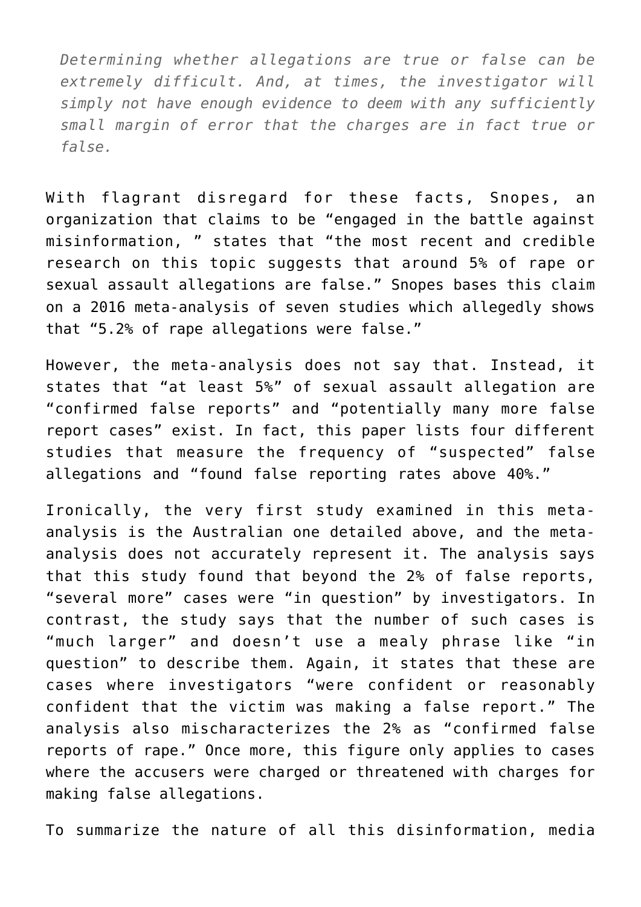> *Determining whether allegations are true or false can be extremely difficult. And, at times, the investigator will simply not have enough evidence to deem with any sufficiently small margin of error that the charges are in fact true or false.*

With flagrant disregard for these facts, Snopes, an organization that claims to be "engaged in the battle against misinformation, " states that "the most recent and credible research on this topic suggests that around 5% of rape or sexual assault allegations are false." Snopes bases this claim on a 2016 meta-analysis of seven studies which allegedly shows that "5.2% of rape allegations were false."

However, the meta-analysis does not say that. Instead, it states that "at least 5%" of sexual assault allegation are "confirmed false reports" and "potentially many more false report cases" exist. In fact, this paper lists four different studies that measure the frequency of "suspected" false allegations and "found false reporting rates above 40%."

Ironically, the very first study examined in this meta-analysis is the Australian one detailed above, and the meta-analysis does not accurately represent it. The analysis says that this study found that beyond the 2% of false reports, "several more" cases were "in question" by investigators. In contrast, the study says that the number of such cases is "much larger" and doesn't use a mealy phrase like "in question" to describe them. Again, it states that these are cases where investigators "were confident or reasonably confident that the victim was making a false report." The analysis also mischaracterizes the 2% as "confirmed false reports of rape." Once more, this figure only applies to cases where the accusers were charged or threatened with charges for making false allegations.

To summarize the nature of all this disinformation, media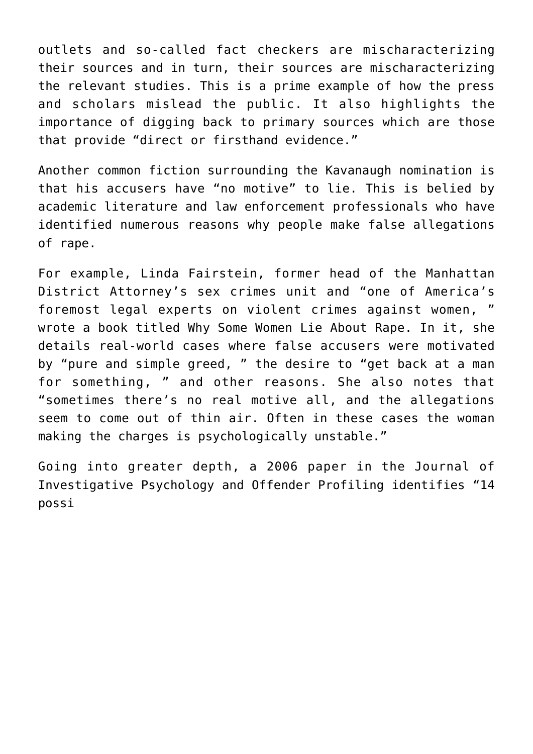outlets and so-called fact checkers are mischaracterizing their sources and in turn, their sources are mischaracterizing the relevant studies. This is a prime example of how the press and scholars mislead the public. It also highlights the importance of digging back to primary sources which are those that provide "direct or firsthand evidence."

Another common fiction surrounding the Kavanaugh nomination is that his accusers have "no motive" to lie. This is belied by academic literature and law enforcement professionals who have identified numerous reasons why people make false allegations of rape.

For example, Linda Fairstein, former head of the Manhattan District Attorney's sex crimes unit and "one of America's foremost legal experts on violent crimes against women, " wrote a book titled Why Some Women Lie About Rape. In it, she details real-world cases where false accusers were motivated by "pure and simple greed, " the desire to "get back at a man for something, " and other reasons. She also notes that "sometimes there's no real motive all, and the allegations seem to come out of thin air. Often in these cases the woman making the charges is psychologically unstable."

Going into greater depth, a 2006 paper in the Journal of Investigative Psychology and Offender Profiling identifies "14 possi